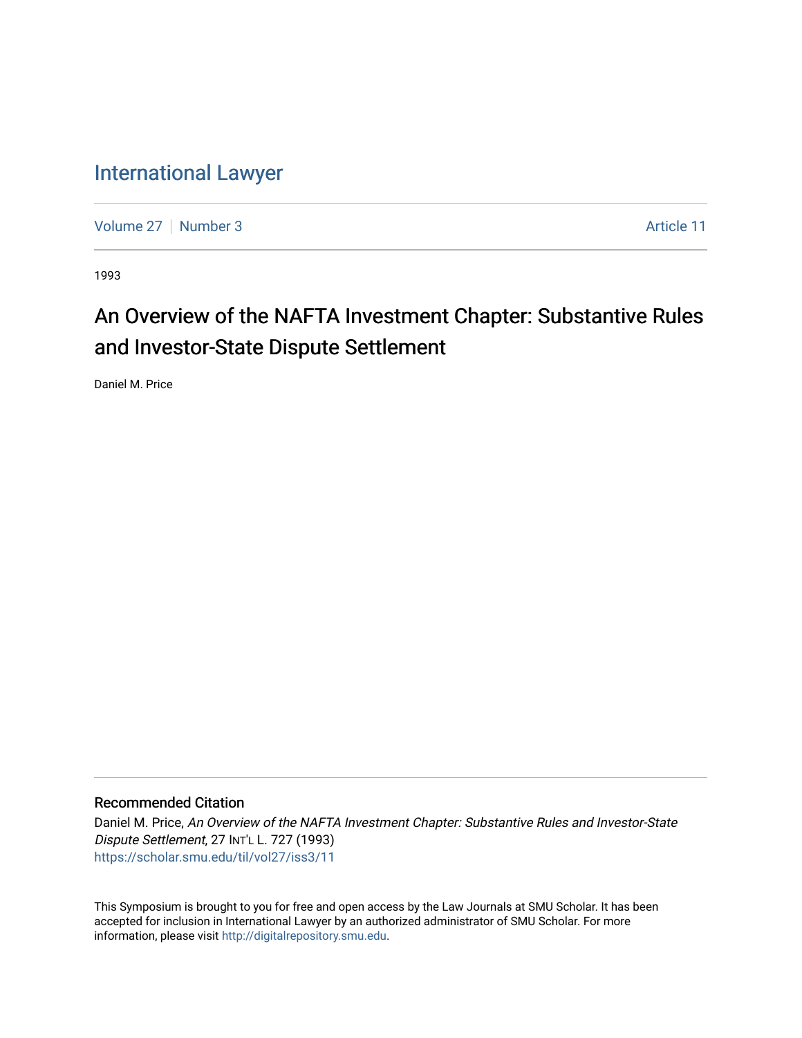# International Lawyer

Volume 27 | Number 3 | Article 11

1993

## An Overview of the NAFTA Investment Chapter: Substantive Rules and Investor-State Dispute Settlement

Daniel M. Price

### Recommended Citation

Daniel M. Price, *An Overview of the NAFTA Investment Chapter: Substantive Rules and Investor-State Dispute Settlement*, 27 INT'L L. 727 (1993)
https://scholar.smu.edu/til/vol27/iss3/11

This Symposium is brought to you for free and open access by the Law Journals at SMU Scholar. It has been accepted for inclusion in International Lawyer by an authorized administrator of SMU Scholar. For more information, please visit http://digitalrepository.smu.edu.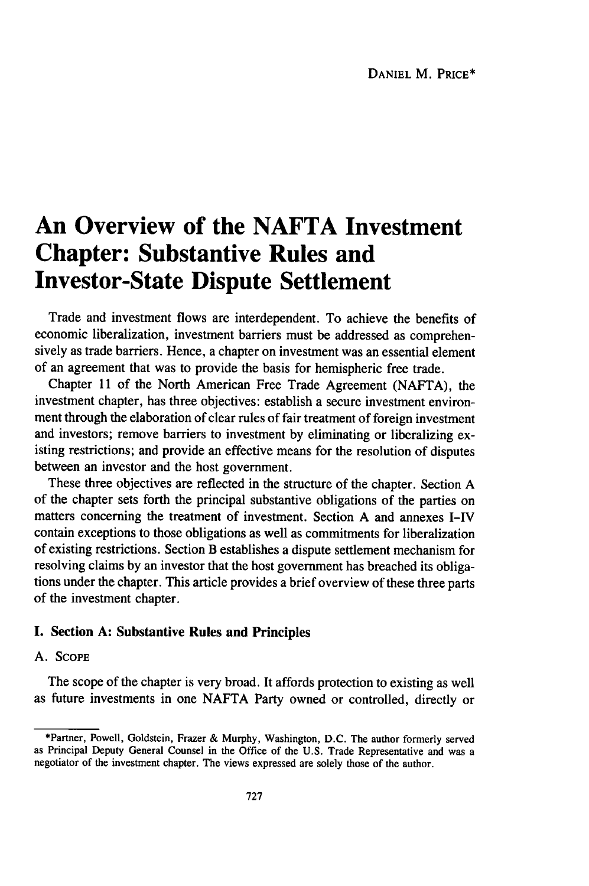DANIEL M. PRICE*

# An Overview of the NAFTA Investment Chapter: Substantive Rules and Investor-State Dispute Settlement

Trade and investment flows are interdependent. To achieve the benefits of economic liberalization, investment barriers must be addressed as comprehensively as trade barriers. Hence, a chapter on investment was an essential element of an agreement that was to provide the basis for hemispheric free trade.

Chapter 11 of the North American Free Trade Agreement (NAFTA), the investment chapter, has three objectives: establish a secure investment environment through the elaboration of clear rules of fair treatment of foreign investment and investors; remove barriers to investment by eliminating or liberalizing existing restrictions; and provide an effective means for the resolution of disputes between an investor and the host government.

These three objectives are reflected in the structure of the chapter. Section A of the chapter sets forth the principal substantive obligations of the parties on matters concerning the treatment of investment. Section A and annexes I-IV contain exceptions to those obligations as well as commitments for liberalization of existing restrictions. Section B establishes a dispute settlement mechanism for resolving claims by an investor that the host government has breached its obligations under the chapter. This article provides a brief overview of these three parts of the investment chapter.

## I. Section A: Substantive Rules and Principles

### A. Scope

The scope of the chapter is very broad. It affords protection to existing as well as future investments in one NAFTA Party owned or controlled, directly or

---

*Partner, Powell, Goldstein, Frazer & Murphy, Washington, D.C. The author formerly served as Principal Deputy General Counsel in the Office of the U.S. Trade Representative and was a negotiator of the investment chapter. The views expressed are solely those of the author.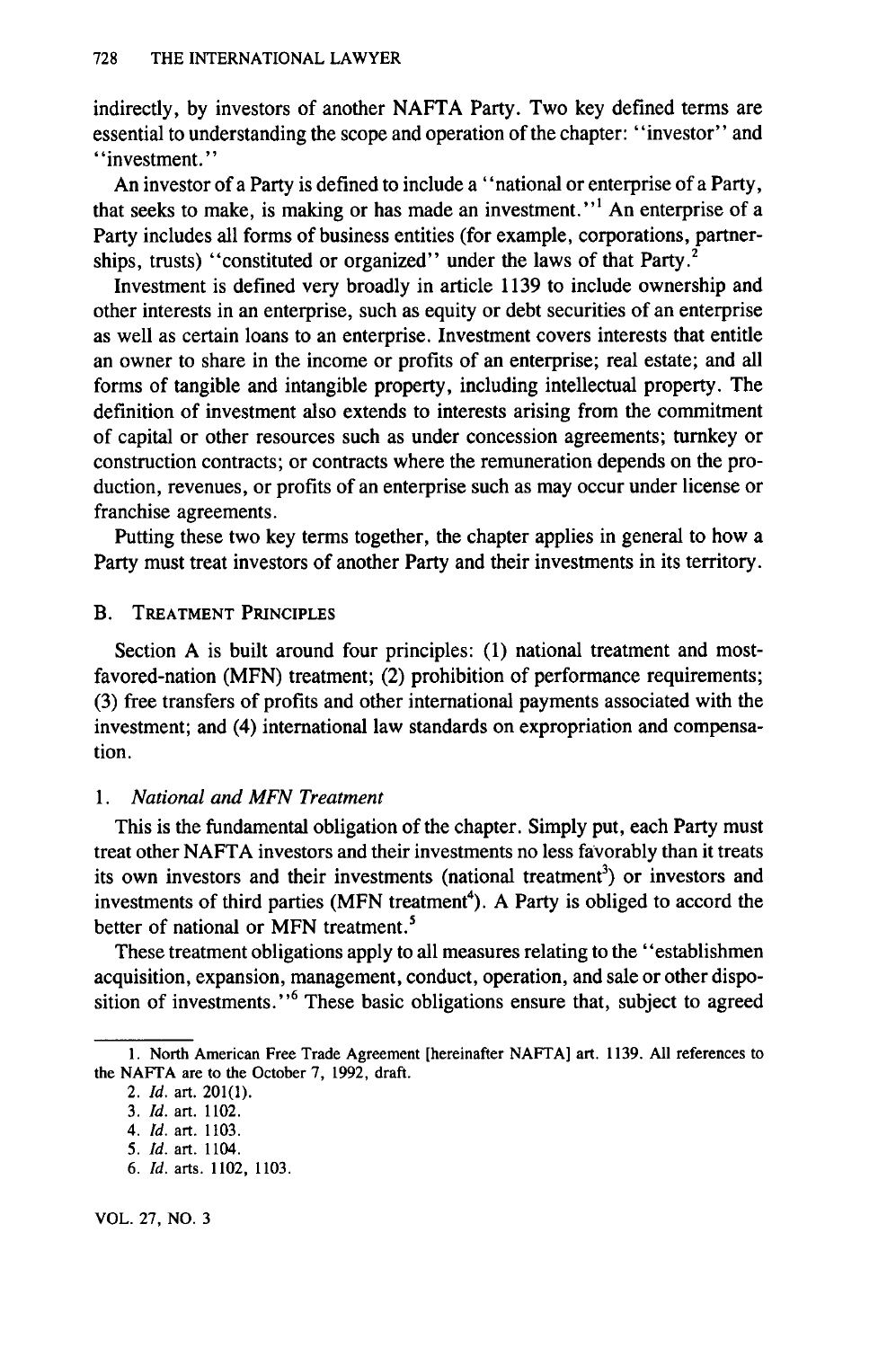indirectly, by investors of another NAFTA Party. Two key defined terms are essential to understanding the scope and operation of the chapter: "investor" and "investment."

An investor of a Party is defined to include a "national or enterprise of a Party, that seeks to make, is making or has made an investment."[1] An enterprise of a Party includes all forms of business entities (for example, corporations, partnerships, trusts) "constituted or organized" under the laws of that Party.[2]

Investment is defined very broadly in article 1139 to include ownership and other interests in an enterprise, such as equity or debt securities of an enterprise as well as certain loans to an enterprise. Investment covers interests that entitle an owner to share in the income or profits of an enterprise; real estate; and all forms of tangible and intangible property, including intellectual property. The definition of investment also extends to interests arising from the commitment of capital or other resources such as under concession agreements; turnkey or construction contracts; or contracts where the remuneration depends on the production, revenues, or profits of an enterprise such as may occur under license or franchise agreements.

Putting these two key terms together, the chapter applies in general to how a Party must treat investors of another Party and their investments in its territory.

## B. Treatment Principles

Section A is built around four principles: (1) national treatment and most-favored-nation (MFN) treatment; (2) prohibition of performance requirements; (3) free transfers of profits and other international payments associated with the investment; and (4) international law standards on expropriation and compensation.

### 1. *National and MFN Treatment*

This is the fundamental obligation of the chapter. Simply put, each Party must treat other NAFTA investors and their investments no less favorably than it treats its own investors and their investments (national treatment[3]) or investors and investments of third parties (MFN treatment[4]). A Party is obliged to accord the better of national or MFN treatment.[5]

These treatment obligations apply to all measures relating to the "establishmen acquisition, expansion, management, conduct, operation, and sale or other disposition of investments."[6] These basic obligations ensure that, subject to agreed

---

1. North American Free Trade Agreement [hereinafter NAFTA] art. 1139. All references to the NAFTA are to the October 7, 1992, draft.

2. *Id.* art. 201(1).

3. *Id.* art. 1102.

4. *Id.* art. 1103.

5. *Id.* art. 1104.

6. *Id.* arts. 1102, 1103.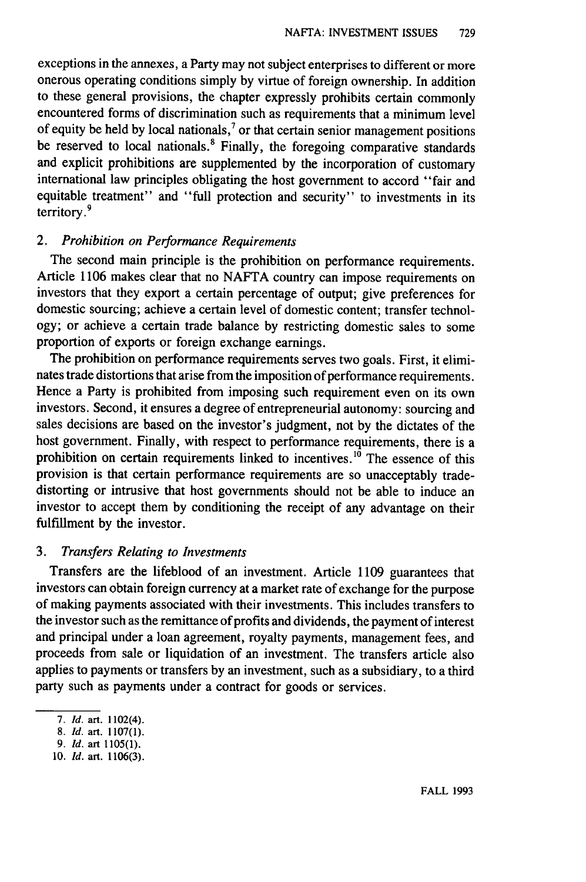exceptions in the annexes, a Party may not subject enterprises to different or more onerous operating conditions simply by virtue of foreign ownership. In addition to these general provisions, the chapter expressly prohibits certain commonly encountered forms of discrimination such as requirements that a minimum level of equity be held by local nationals,[7] or that certain senior management positions be reserved to local nationals.[8] Finally, the foregoing comparative standards and explicit prohibitions are supplemented by the incorporation of customary international law principles obligating the host government to accord "fair and equitable treatment" and "full protection and security" to investments in its territory.[9]

### 2. *Prohibition on Performance Requirements*

The second main principle is the prohibition on performance requirements. Article 1106 makes clear that no NAFTA country can impose requirements on investors that they export a certain percentage of output; give preferences for domestic sourcing; achieve a certain level of domestic content; transfer technology; or achieve a certain trade balance by restricting domestic sales to some proportion of exports or foreign exchange earnings.

The prohibition on performance requirements serves two goals. First, it eliminates trade distortions that arise from the imposition of performance requirements. Hence a Party is prohibited from imposing such requirement even on its own investors. Second, it ensures a degree of entrepreneurial autonomy: sourcing and sales decisions are based on the investor's judgment, not by the dictates of the host government. Finally, with respect to performance requirements, there is a prohibition on certain requirements linked to incentives.[10] The essence of this provision is that certain performance requirements are so unacceptably trade-distorting or intrusive that host governments should not be able to induce an investor to accept them by conditioning the receipt of any advantage on their fulfillment by the investor.

### 3. *Transfers Relating to Investments*

Transfers are the lifeblood of an investment. Article 1109 guarantees that investors can obtain foreign currency at a market rate of exchange for the purpose of making payments associated with their investments. This includes transfers to the investor such as the remittance of profits and dividends, the payment of interest and principal under a loan agreement, royalty payments, management fees, and proceeds from sale or liquidation of an investment. The transfers article also applies to payments or transfers by an investment, such as a subsidiary, to a third party such as payments under a contract for goods or services.

---

7. *Id.* art. 1102(4).
8. *Id.* art. 1107(1).
9. *Id.* art 1105(1).
10. *Id.* art. 1106(3).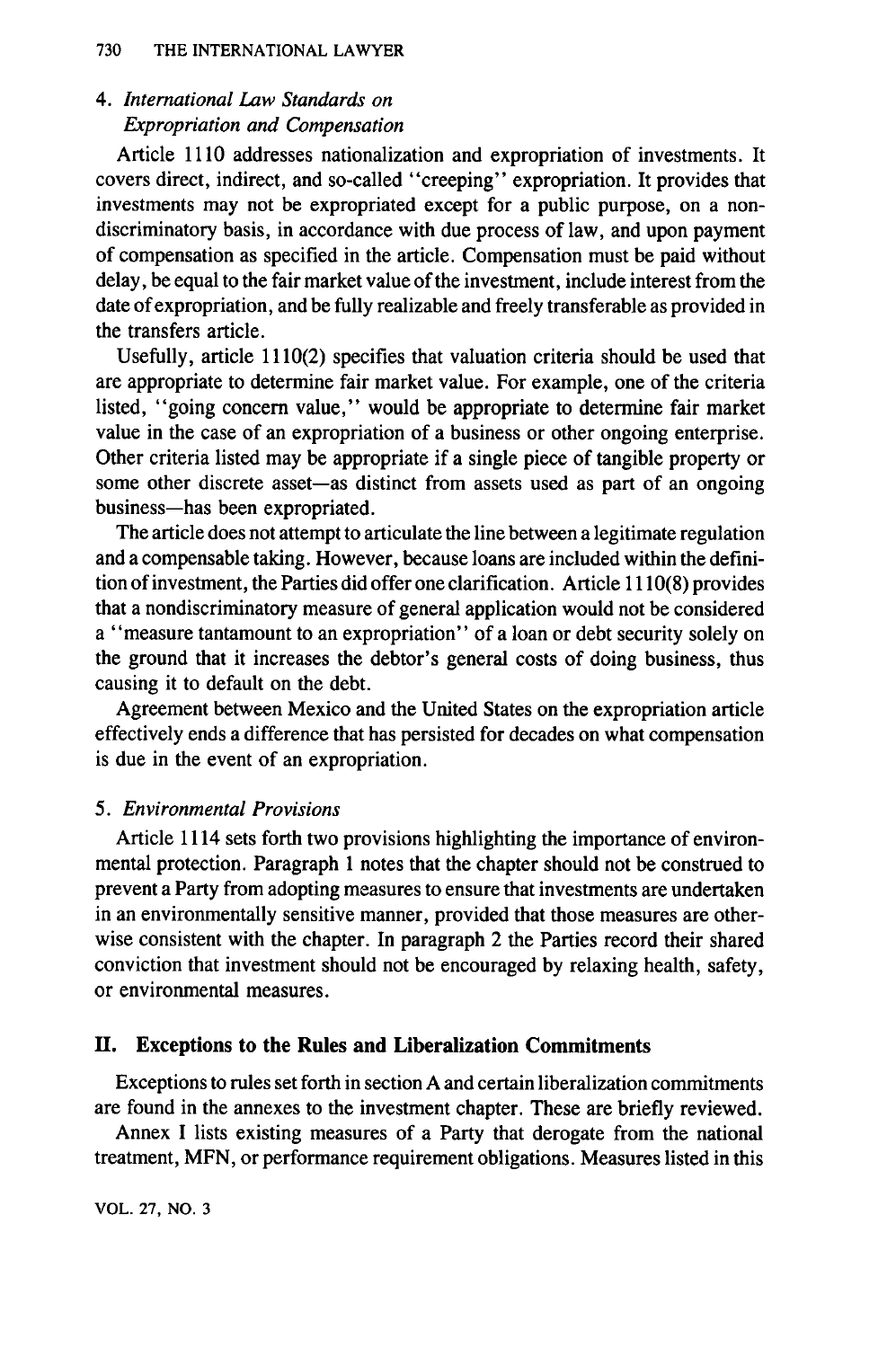### 4. *International Law Standards on Expropriation and Compensation*

Article 1110 addresses nationalization and expropriation of investments. It covers direct, indirect, and so-called "creeping" expropriation. It provides that investments may not be expropriated except for a public purpose, on a nondiscriminatory basis, in accordance with due process of law, and upon payment of compensation as specified in the article. Compensation must be paid without delay, be equal to the fair market value of the investment, include interest from the date of expropriation, and be fully realizable and freely transferable as provided in the transfers article.

Usefully, article 1110(2) specifies that valuation criteria should be used that are appropriate to determine fair market value. For example, one of the criteria listed, "going concern value," would be appropriate to determine fair market value in the case of an expropriation of a business or other ongoing enterprise. Other criteria listed may be appropriate if a single piece of tangible property or some other discrete asset—as distinct from assets used as part of an ongoing business—has been expropriated.

The article does not attempt to articulate the line between a legitimate regulation and a compensable taking. However, because loans are included within the definition of investment, the Parties did offer one clarification. Article 1110(8) provides that a nondiscriminatory measure of general application would not be considered a "measure tantamount to an expropriation" of a loan or debt security solely on the ground that it increases the debtor's general costs of doing business, thus causing it to default on the debt.

Agreement between Mexico and the United States on the expropriation article effectively ends a difference that has persisted for decades on what compensation is due in the event of an expropriation.

### 5. *Environmental Provisions*

Article 1114 sets forth two provisions highlighting the importance of environmental protection. Paragraph 1 notes that the chapter should not be construed to prevent a Party from adopting measures to ensure that investments are undertaken in an environmentally sensitive manner, provided that those measures are otherwise consistent with the chapter. In paragraph 2 the Parties record their shared conviction that investment should not be encouraged by relaxing health, safety, or environmental measures.

## II. Exceptions to the Rules and Liberalization Commitments

Exceptions to rules set forth in section A and certain liberalization commitments are found in the annexes to the investment chapter. These are briefly reviewed.

Annex I lists existing measures of a Party that derogate from the national treatment, MFN, or performance requirement obligations. Measures listed in this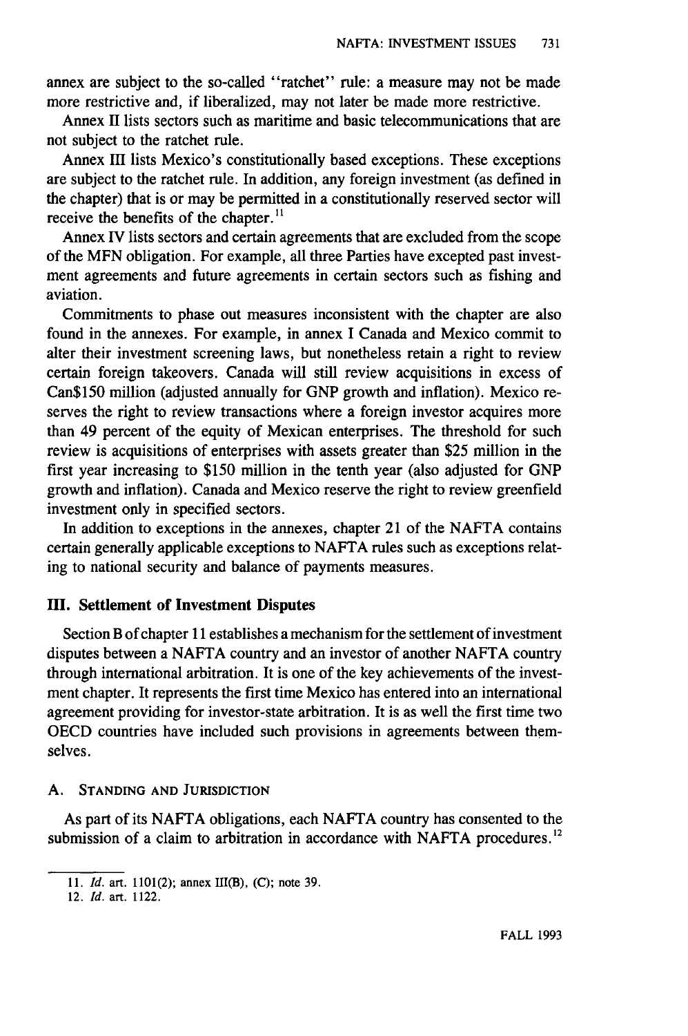annex are subject to the so-called "ratchet" rule: a measure may not be made more restrictive and, if liberalized, may not later be made more restrictive.

Annex II lists sectors such as maritime and basic telecommunications that are not subject to the ratchet rule.

Annex III lists Mexico's constitutionally based exceptions. These exceptions are subject to the ratchet rule. In addition, any foreign investment (as defined in the chapter) that is or may be permitted in a constitutionally reserved sector will receive the benefits of the chapter.[11]

Annex IV lists sectors and certain agreements that are excluded from the scope of the MFN obligation. For example, all three Parties have excepted past investment agreements and future agreements in certain sectors such as fishing and aviation.

Commitments to phase out measures inconsistent with the chapter are also found in the annexes. For example, in annex I Canada and Mexico commit to alter their investment screening laws, but nonetheless retain a right to review certain foreign takeovers. Canada will still review acquisitions in excess of Can$150 million (adjusted annually for GNP growth and inflation). Mexico reserves the right to review transactions where a foreign investor acquires more than 49 percent of the equity of Mexican enterprises. The threshold for such review is acquisitions of enterprises with assets greater than $25 million in the first year increasing to $150 million in the tenth year (also adjusted for GNP growth and inflation). Canada and Mexico reserve the right to review greenfield investment only in specified sectors.

In addition to exceptions in the annexes, chapter 21 of the NAFTA contains certain generally applicable exceptions to NAFTA rules such as exceptions relating to national security and balance of payments measures.

## III. Settlement of Investment Disputes

Section B of chapter 11 establishes a mechanism for the settlement of investment disputes between a NAFTA country and an investor of another NAFTA country through international arbitration. It is one of the key achievements of the investment chapter. It represents the first time Mexico has entered into an international agreement providing for investor-state arbitration. It is as well the first time two OECD countries have included such provisions in agreements between themselves.

### A. Standing and Jurisdiction

As part of its NAFTA obligations, each NAFTA country has consented to the submission of a claim to arbitration in accordance with NAFTA procedures.[12]

---

11. *Id.* art. 1101(2); annex III(B), (C); note 39.

12. *Id.* art. 1122.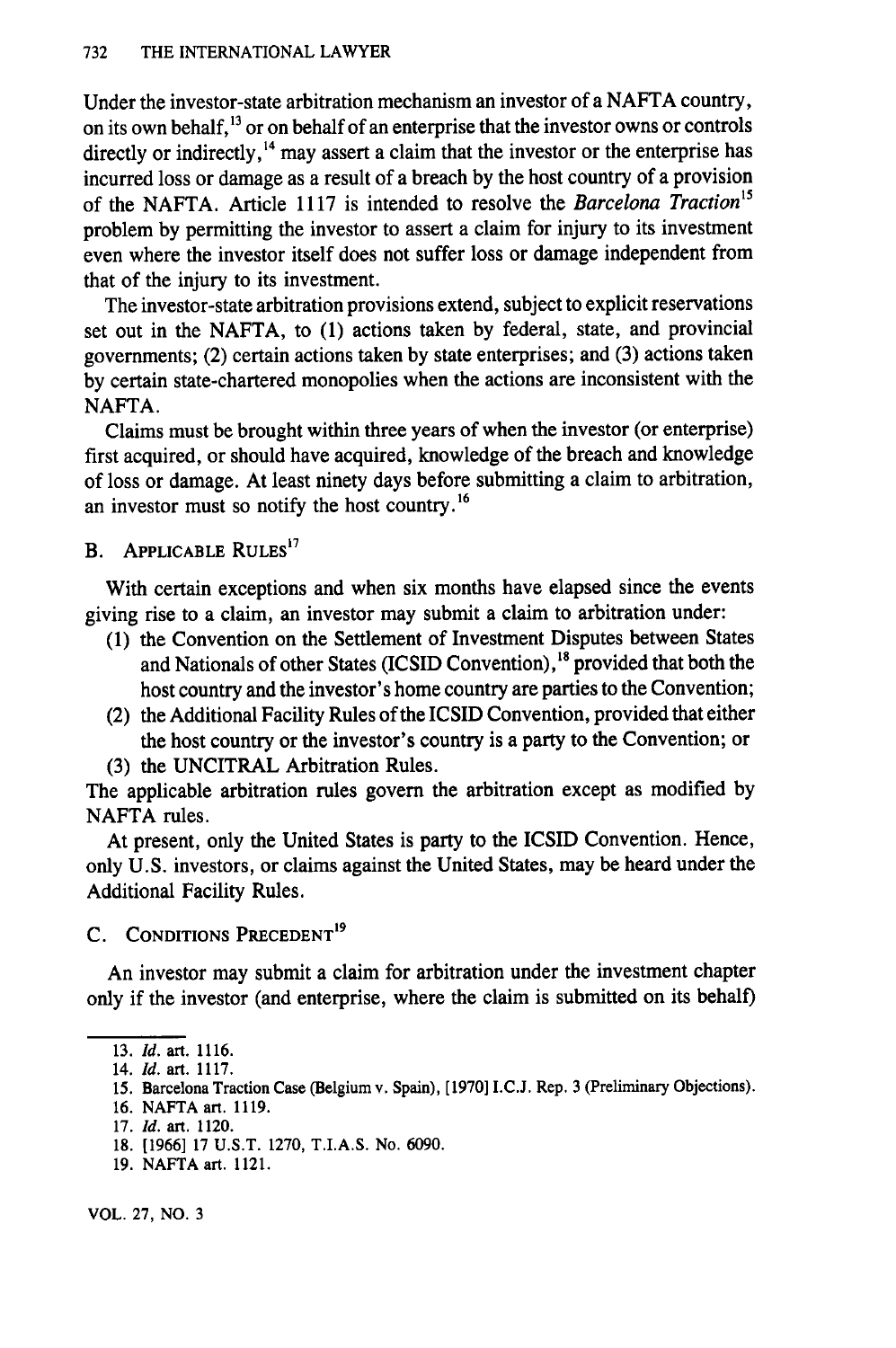Under the investor-state arbitration mechanism an investor of a NAFTA country, on its own behalf,[13] or on behalf of an enterprise that the investor owns or controls directly or indirectly,[14] may assert a claim that the investor or the enterprise has incurred loss or damage as a result of a breach by the host country of a provision of the NAFTA. Article 1117 is intended to resolve the *Barcelona Traction*[15] problem by permitting the investor to assert a claim for injury to its investment even where the investor itself does not suffer loss or damage independent from that of the injury to its investment.

The investor-state arbitration provisions extend, subject to explicit reservations set out in the NAFTA, to (1) actions taken by federal, state, and provincial governments; (2) certain actions taken by state enterprises; and (3) actions taken by certain state-chartered monopolies when the actions are inconsistent with the NAFTA.

Claims must be brought within three years of when the investor (or enterprise) first acquired, or should have acquired, knowledge of the breach and knowledge of loss or damage. At least ninety days before submitting a claim to arbitration, an investor must so notify the host country.[16]

### B. Applicable Rules[17]

With certain exceptions and when six months have elapsed since the events giving rise to a claim, an investor may submit a claim to arbitration under:

1. the Convention on the Settlement of Investment Disputes between States and Nationals of other States (ICSID Convention),[18] provided that both the host country and the investor's home country are parties to the Convention;
2. the Additional Facility Rules of the ICSID Convention, provided that either the host country or the investor's country is a party to the Convention; or
3. the UNCITRAL Arbitration Rules.

The applicable arbitration rules govern the arbitration except as modified by NAFTA rules.

At present, only the United States is party to the ICSID Convention. Hence, only U.S. investors, or claims against the United States, may be heard under the Additional Facility Rules.

### C. Conditions Precedent[19]

An investor may submit a claim for arbitration under the investment chapter only if the investor (and enterprise, where the claim is submitted on its behalf)

---

13. *Id.* art. 1116.
14. *Id.* art. 1117.
15. Barcelona Traction Case (Belgium v. Spain), [1970] I.C.J. Rep. 3 (Preliminary Objections).
16. NAFTA art. 1119.
17. *Id.* art. 1120.
18. [1966] 17 U.S.T. 1270, T.I.A.S. No. 6090.
19. NAFTA art. 1121.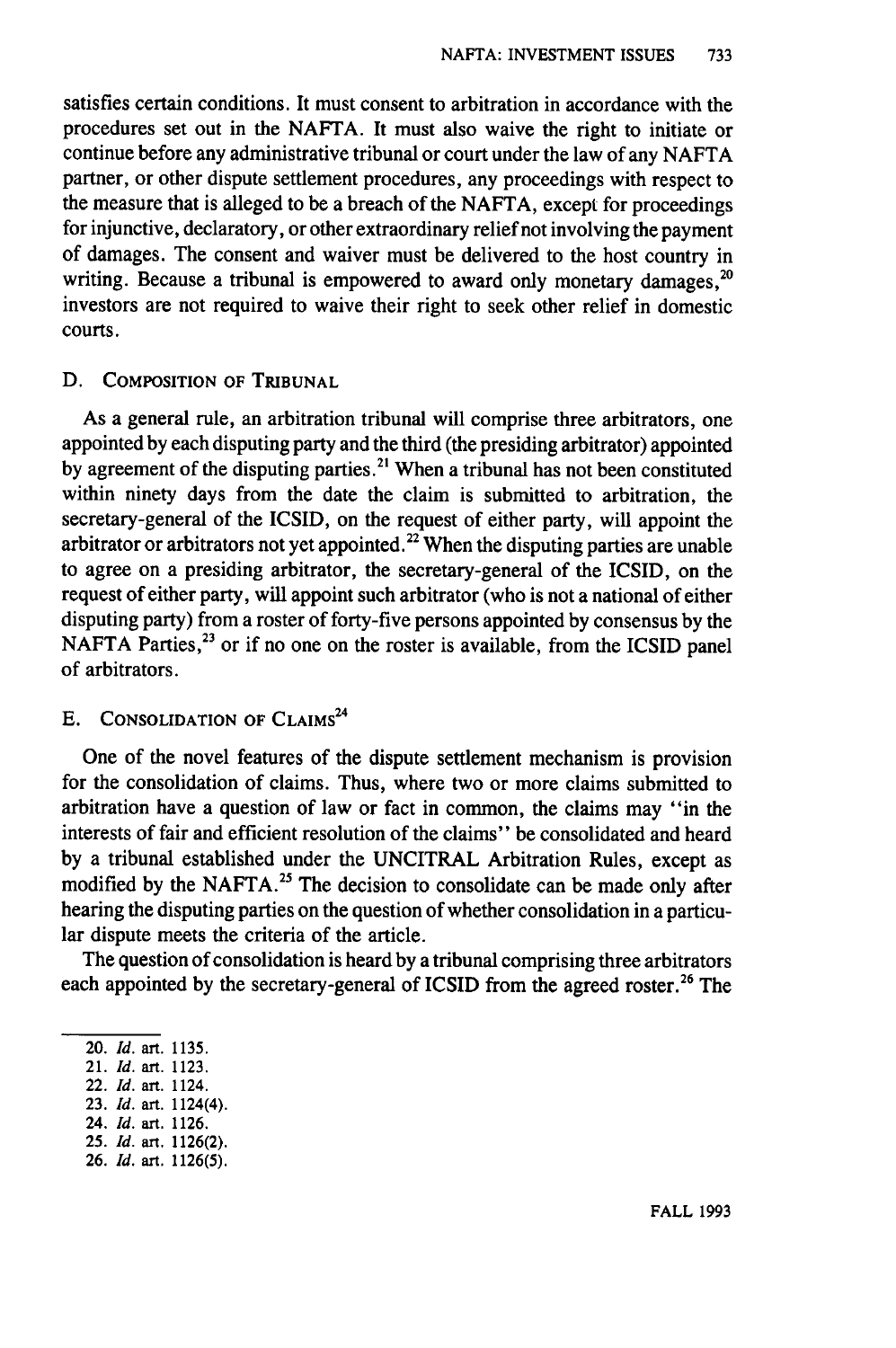satisfies certain conditions. It must consent to arbitration in accordance with the procedures set out in the NAFTA. It must also waive the right to initiate or continue before any administrative tribunal or court under the law of any NAFTA partner, or other dispute settlement procedures, any proceedings with respect to the measure that is alleged to be a breach of the NAFTA, except for proceedings for injunctive, declaratory, or other extraordinary relief not involving the payment of damages. The consent and waiver must be delivered to the host country in writing. Because a tribunal is empowered to award only monetary damages,[20] investors are not required to waive their right to seek other relief in domestic courts.

## D. Composition of Tribunal

As a general rule, an arbitration tribunal will comprise three arbitrators, one appointed by each disputing party and the third (the presiding arbitrator) appointed by agreement of the disputing parties.[21] When a tribunal has not been constituted within ninety days from the date the claim is submitted to arbitration, the secretary-general of the ICSID, on the request of either party, will appoint the arbitrator or arbitrators not yet appointed.[22] When the disputing parties are unable to agree on a presiding arbitrator, the secretary-general of the ICSID, on the request of either party, will appoint such arbitrator (who is not a national of either disputing party) from a roster of forty-five persons appointed by consensus by the NAFTA Parties,[23] or if no one on the roster is available, from the ICSID panel of arbitrators.

## E. Consolidation of Claims[24]

One of the novel features of the dispute settlement mechanism is provision for the consolidation of claims. Thus, where two or more claims submitted to arbitration have a question of law or fact in common, the claims may "in the interests of fair and efficient resolution of the claims" be consolidated and heard by a tribunal established under the UNCITRAL Arbitration Rules, except as modified by the NAFTA.[25] The decision to consolidate can be made only after hearing the disputing parties on the question of whether consolidation in a particular dispute meets the criteria of the article.

The question of consolidation is heard by a tribunal comprising three arbitrators each appointed by the secretary-general of ICSID from the agreed roster.[26] The

---

20. *Id.* art. 1135.
21. *Id.* art. 1123.
22. *Id.* art. 1124.
23. *Id.* art. 1124(4).
24. *Id.* art. 1126.
25. *Id.* art. 1126(2).
26. *Id.* art. 1126(5).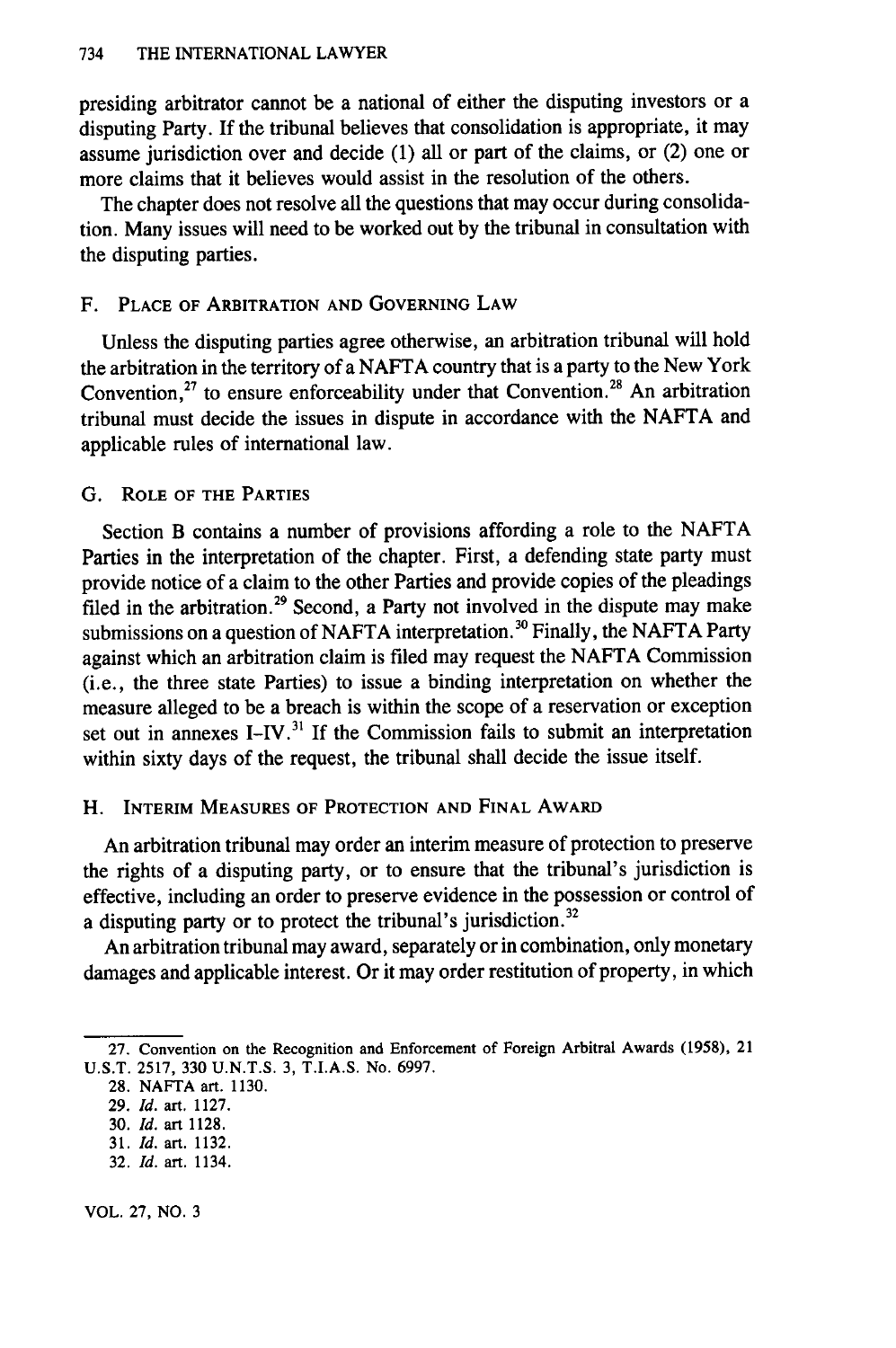presiding arbitrator cannot be a national of either the disputing investors or a disputing Party. If the tribunal believes that consolidation is appropriate, it may assume jurisdiction over and decide (1) all or part of the claims, or (2) one or more claims that it believes would assist in the resolution of the others.

The chapter does not resolve all the questions that may occur during consolidation. Many issues will need to be worked out by the tribunal in consultation with the disputing parties.

### F. Place of Arbitration and Governing Law

Unless the disputing parties agree otherwise, an arbitration tribunal will hold the arbitration in the territory of a NAFTA country that is a party to the New York Convention,[27] to ensure enforceability under that Convention.[28] An arbitration tribunal must decide the issues in dispute in accordance with the NAFTA and applicable rules of international law.

### G. Role of the Parties

Section B contains a number of provisions affording a role to the NAFTA Parties in the interpretation of the chapter. First, a defending state party must provide notice of a claim to the other Parties and provide copies of the pleadings filed in the arbitration.[29] Second, a Party not involved in the dispute may make submissions on a question of NAFTA interpretation.[30] Finally, the NAFTA Party against which an arbitration claim is filed may request the NAFTA Commission (i.e., the three state Parties) to issue a binding interpretation on whether the measure alleged to be a breach is within the scope of a reservation or exception set out in annexes I–IV.[31] If the Commission fails to submit an interpretation within sixty days of the request, the tribunal shall decide the issue itself.

### H. Interim Measures of Protection and Final Award

An arbitration tribunal may order an interim measure of protection to preserve the rights of a disputing party, or to ensure that the tribunal's jurisdiction is effective, including an order to preserve evidence in the possession or control of a disputing party or to protect the tribunal's jurisdiction.[32]

An arbitration tribunal may award, separately or in combination, only monetary damages and applicable interest. Or it may order restitution of property, in which

---

27. Convention on the Recognition and Enforcement of Foreign Arbitral Awards (1958), 21 U.S.T. 2517, 330 U.N.T.S. 3, T.I.A.S. No. 6997.

28. NAFTA art. 1130.

29. *Id.* art. 1127.

30. *Id.* art 1128.

31. *Id.* art. 1132.

32. *Id.* art. 1134.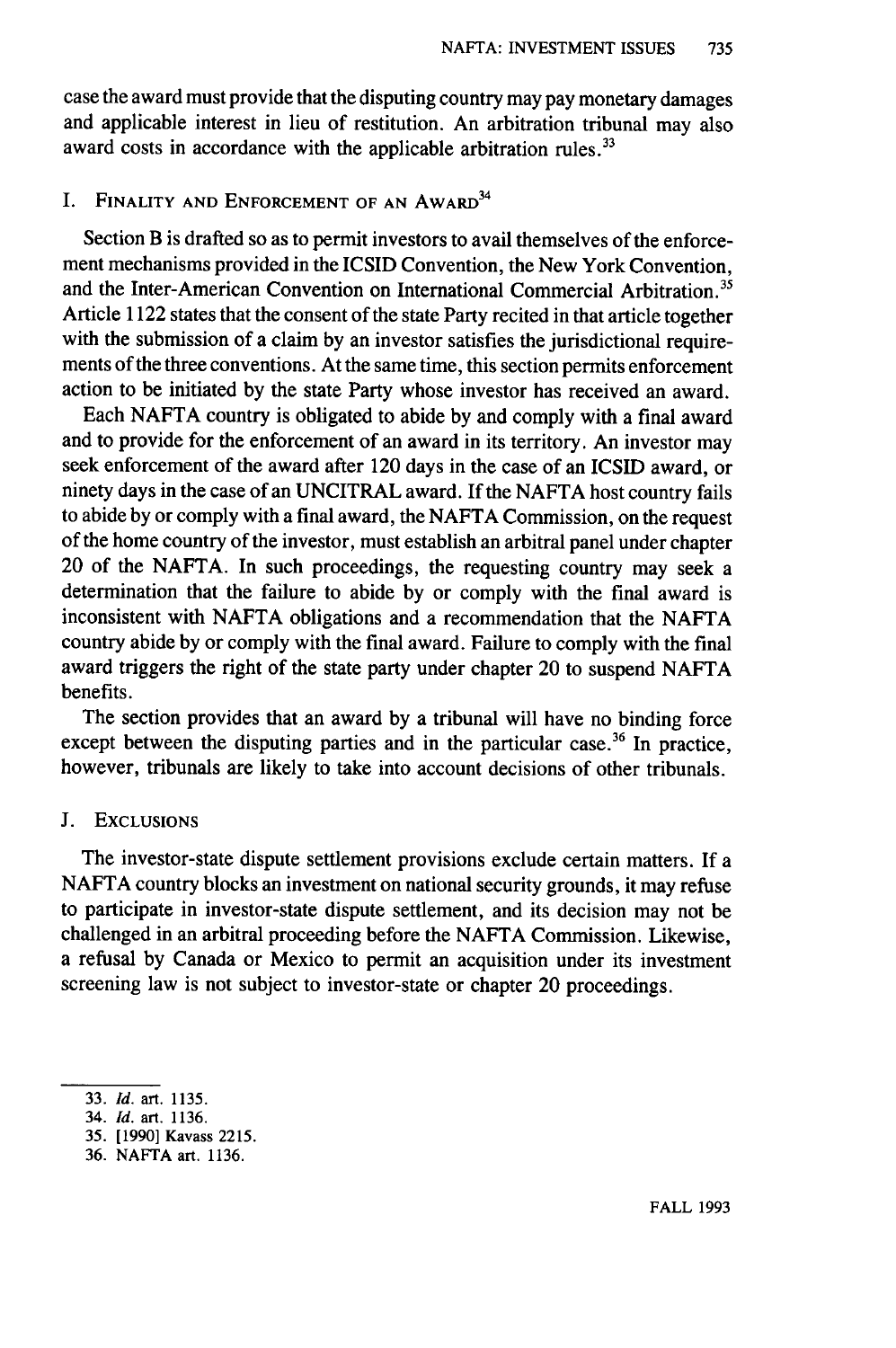case the award must provide that the disputing country may pay monetary damages and applicable interest in lieu of restitution. An arbitration tribunal may also award costs in accordance with the applicable arbitration rules.[33]

## I. Finality and Enforcement of an Award[34]

Section B is drafted so as to permit investors to avail themselves of the enforcement mechanisms provided in the ICSID Convention, the New York Convention, and the Inter-American Convention on International Commercial Arbitration.[35] Article 1122 states that the consent of the state Party recited in that article together with the submission of a claim by an investor satisfies the jurisdictional requirements of the three conventions. At the same time, this section permits enforcement action to be initiated by the state Party whose investor has received an award.

Each NAFTA country is obligated to abide by and comply with a final award and to provide for the enforcement of an award in its territory. An investor may seek enforcement of the award after 120 days in the case of an ICSID award, or ninety days in the case of an UNCITRAL award. If the NAFTA host country fails to abide by or comply with a final award, the NAFTA Commission, on the request of the home country of the investor, must establish an arbitral panel under chapter 20 of the NAFTA. In such proceedings, the requesting country may seek a determination that the failure to abide by or comply with the final award is inconsistent with NAFTA obligations and a recommendation that the NAFTA country abide by or comply with the final award. Failure to comply with the final award triggers the right of the state party under chapter 20 to suspend NAFTA benefits.

The section provides that an award by a tribunal will have no binding force except between the disputing parties and in the particular case.[36] In practice, however, tribunals are likely to take into account decisions of other tribunals.

## J. Exclusions

The investor-state dispute settlement provisions exclude certain matters. If a NAFTA country blocks an investment on national security grounds, it may refuse to participate in investor-state dispute settlement, and its decision may not be challenged in an arbitral proceeding before the NAFTA Commission. Likewise, a refusal by Canada or Mexico to permit an acquisition under its investment screening law is not subject to investor-state or chapter 20 proceedings.

---

33. *Id.* art. 1135.
34. *Id.* art. 1136.
35. [1990] Kavass 2215.
36. NAFTA art. 1136.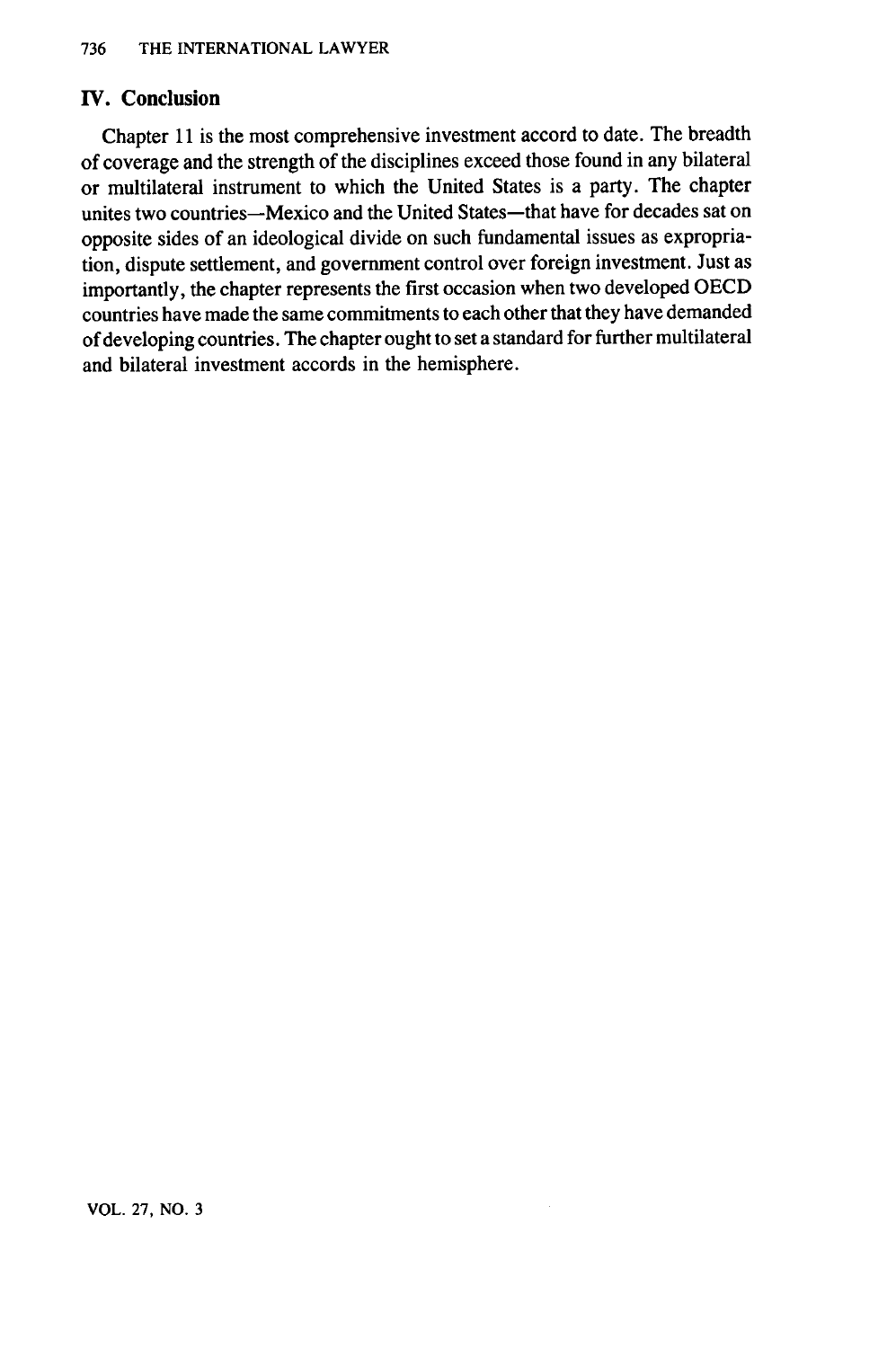## IV. Conclusion

Chapter 11 is the most comprehensive investment accord to date. The breadth of coverage and the strength of the disciplines exceed those found in any bilateral or multilateral instrument to which the United States is a party. The chapter unites two countries—Mexico and the United States—that have for decades sat on opposite sides of an ideological divide on such fundamental issues as expropriation, dispute settlement, and government control over foreign investment. Just as importantly, the chapter represents the first occasion when two developed OECD countries have made the same commitments to each other that they have demanded of developing countries. The chapter ought to set a standard for further multilateral and bilateral investment accords in the hemisphere.